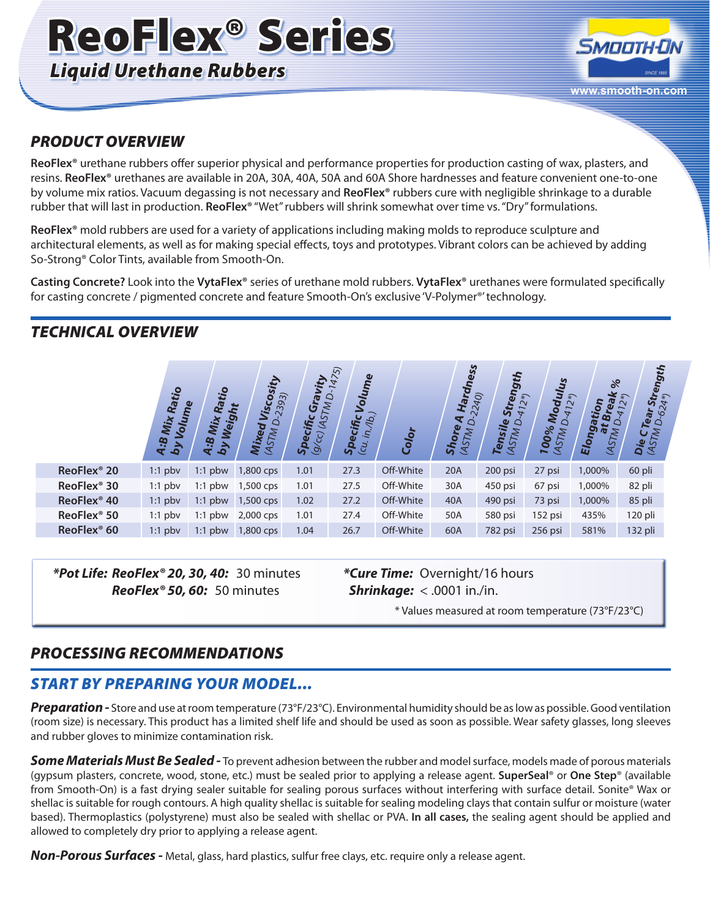# ReoFlex® Series

## *Liquid Urethane Rubbers*

SMOOTH-ON
SINCE 1895
www.smooth-on.com

## *PRODUCT OVERVIEW*

**ReoFlex®** urethane rubbers offer superior physical and performance properties for production casting of wax, plasters, and resins. **ReoFlex®** urethanes are available in 20A, 30A, 40A, 50A and 60A Shore hardnesses and feature convenient one-to-one by volume mix ratios. Vacuum degassing is not necessary and **ReoFlex®** rubbers cure with negligible shrinkage to a durable rubber that will last in production. **ReoFlex®** "Wet" rubbers will shrink somewhat over time vs. "Dry" formulations.

**ReoFlex®** mold rubbers are used for a variety of applications including making molds to reproduce sculpture and architectural elements, as well as for making special effects, toys and prototypes. Vibrant colors can be achieved by adding So-Strong® Color Tints, available from Smooth-On.

**Casting Concrete?** Look into the **VytaFlex®** series of urethane mold rubbers. **VytaFlex®** urethanes were formulated specifically for casting concrete / pigmented concrete and feature Smooth-On's exclusive 'V-Polymer®' technology.

## *TECHNICAL OVERVIEW*

| | A:B Mix Ratio by Volume | A:B Mix Ratio by Weight | Mixed Viscosity (ASTM D-2393) | Specific Gravity (g/cc) (ASTM D-1475) | Specific Volume (cu. in./lb.) | Color | Shore A Hardness (ASTM D-2240) | Tensile Strength (ASTM D-412*) | 100% Modulus (ASTM D-412*) | Elongation at Break % (ASTM D-412*) | Die C Tear Strength (ASTM D-624*) |
|---|---|---|---|---|---|---|---|---|---|---|---|
| **ReoFlex® 20** | 1:1 pbv | 1:1 pbw | 1,800 cps | 1.01 | 27.3 | Off-White | 20A | 200 psi | 27 psi | 1,000% | 60 pli |
| **ReoFlex® 30** | 1:1 pbv | 1:1 pbw | 1,500 cps | 1.01 | 27.5 | Off-White | 30A | 450 psi | 67 psi | 1,000% | 82 pli |
| **ReoFlex® 40** | 1:1 pbv | 1:1 pbw | 1,500 cps | 1.02 | 27.2 | Off-White | 40A | 490 psi | 73 psi | 1,000% | 85 pli |
| **ReoFlex® 50** | 1:1 pbv | 1:1 pbw | 2,000 cps | 1.01 | 27.4 | Off-White | 50A | 580 psi | 152 psi | 435% | 120 pli |
| **ReoFlex® 60** | 1:1 pbv | 1:1 pbw | 1,800 cps | 1.04 | 26.7 | Off-White | 60A | 782 psi | 256 psi | 581% | 132 pli |

***Pot Life: ReoFlex® 20, 30, 40:** 30 minutes
***ReoFlex® 50, 60:*** 50 minutes

***Cure Time:*** Overnight/16 hours
***Shrinkage:*** < .0001 in./in.

\* Values measured at room temperature (73°F/23°C)

## *PROCESSING RECOMMENDATIONS*

## *START BY PREPARING YOUR MODEL...*

***Preparation -*** Store and use at room temperature (73°F/23°C). Environmental humidity should be as low as possible. Good ventilation (room size) is necessary. This product has a limited shelf life and should be used as soon as possible. Wear safety glasses, long sleeves and rubber gloves to minimize contamination risk.

***Some Materials Must Be Sealed -*** To prevent adhesion between the rubber and model surface, models made of porous materials (gypsum plasters, concrete, wood, stone, etc.) must be sealed prior to applying a release agent. **SuperSeal®** or **One Step®** (available from Smooth-On) is a fast drying sealer suitable for sealing porous surfaces without interfering with surface detail. Sonite® Wax or shellac is suitable for rough contours. A high quality shellac is suitable for sealing modeling clays that contain sulfur or moisture (water based). Thermoplastics (polystyrene) must also be sealed with shellac or PVA. **In all cases,** the sealing agent should be applied and allowed to completely dry prior to applying a release agent.

***Non-Porous Surfaces -*** Metal, glass, hard plastics, sulfur free clays, etc. require only a release agent.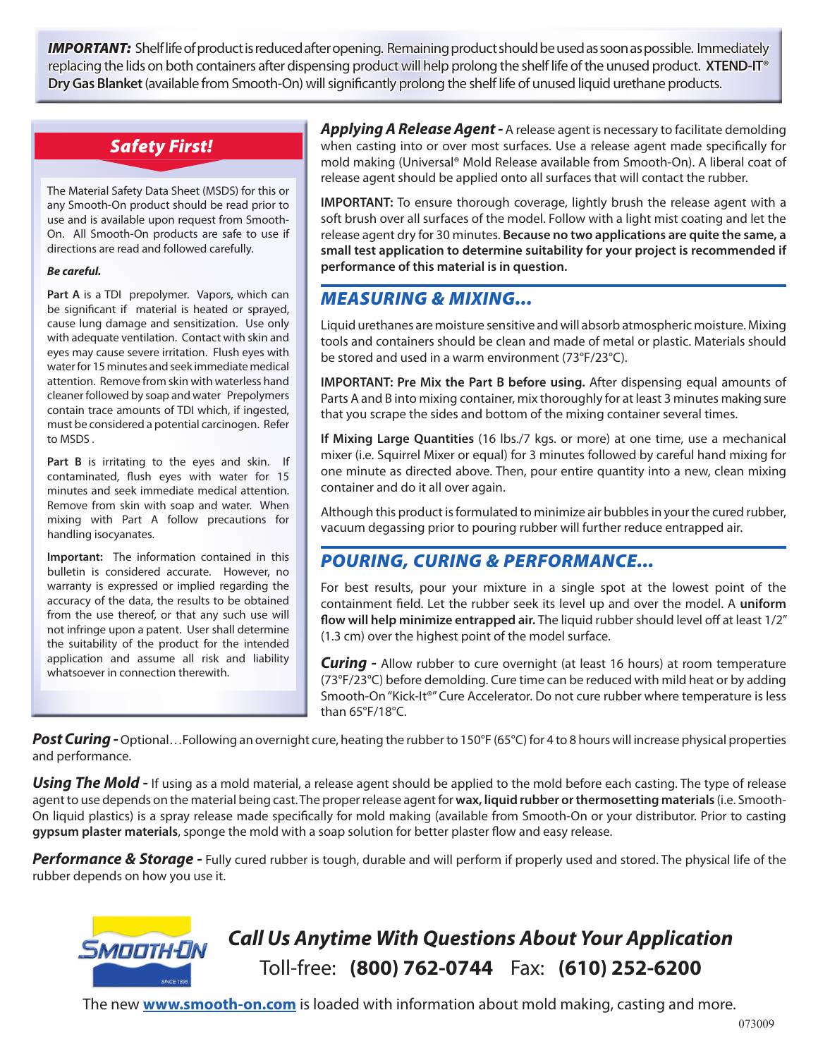**IMPORTANT:** Shelf life of product is reduced after opening. Remaining product should be used as soon as possible. Immediately replacing the lids on both containers after dispensing product will help prolong the shelf life of the unused product. **XTEND-IT® Dry Gas Blanket** (available from Smooth-On) will significantly prolong the shelf life of unused liquid urethane products.

## Safety First!

The Material Safety Data Sheet (MSDS) for this or any Smooth-On product should be read prior to use and is available upon request from Smooth-On. All Smooth-On products are safe to use if directions are read and followed carefully.

***Be careful.***

**Part A** is a TDI prepolymer. Vapors, which can be significant if material is heated or sprayed, cause lung damage and sensitization. Use only with adequate ventilation. Contact with skin and eyes may cause severe irritation. Flush eyes with water for 15 minutes and seek immediate medical attention. Remove from skin with waterless hand cleaner followed by soap and water Prepolymers contain trace amounts of TDI which, if ingested, must be considered a potential carcinogen. Refer to MSDS .

**Part B** is irritating to the eyes and skin. If contaminated, flush eyes with water for 15 minutes and seek immediate medical attention. Remove from skin with soap and water. When mixing with Part A follow precautions for handling isocyanates.

**Important:** The information contained in this bulletin is considered accurate. However, no warranty is expressed or implied regarding the accuracy of the data, the results to be obtained from the use thereof, or that any such use will not infringe upon a patent. User shall determine the suitability of the product for the intended application and assume all risk and liability whatsoever in connection therewith.

***Applying A Release Agent -*** A release agent is necessary to facilitate demolding when casting into or over most surfaces. Use a release agent made specifically for mold making (Universal® Mold Release available from Smooth-On). A liberal coat of release agent should be applied onto all surfaces that will contact the rubber.

**IMPORTANT:** To ensure thorough coverage, lightly brush the release agent with a soft brush over all surfaces of the model. Follow with a light mist coating and let the release agent dry for 30 minutes. **Because no two applications are quite the same, a small test application to determine suitability for your project is recommended if performance of this material is in question.**

## MEASURING & MIXING...

Liquid urethanes are moisture sensitive and will absorb atmospheric moisture. Mixing tools and containers should be clean and made of metal or plastic. Materials should be stored and used in a warm environment (73°F/23°C).

**IMPORTANT: Pre Mix the Part B before using.** After dispensing equal amounts of Parts A and B into mixing container, mix thoroughly for at least 3 minutes making sure that you scrape the sides and bottom of the mixing container several times.

**If Mixing Large Quantities** (16 lbs./7 kgs. or more) at one time, use a mechanical mixer (i.e. Squirrel Mixer or equal) for 3 minutes followed by careful hand mixing for one minute as directed above. Then, pour entire quantity into a new, clean mixing container and do it all over again.

Although this product is formulated to minimize air bubbles in your the cured rubber, vacuum degassing prior to pouring rubber will further reduce entrapped air.

## POURING, CURING & PERFORMANCE...

For best results, pour your mixture in a single spot at the lowest point of the containment field. Let the rubber seek its level up and over the model. A **uniform flow will help minimize entrapped air.** The liquid rubber should level off at least 1/2" (1.3 cm) over the highest point of the model surface.

***Curing -*** Allow rubber to cure overnight (at least 16 hours) at room temperature (73°F/23°C) before demolding. Cure time can be reduced with mild heat or by adding Smooth-On "Kick-It®" Cure Accelerator. Do not cure rubber where temperature is less than 65°F/18°C.

***Post Curing -*** Optional…Following an overnight cure, heating the rubber to 150°F (65°C) for 4 to 8 hours will increase physical properties and performance.

***Using The Mold -*** If using as a mold material, a release agent should be applied to the mold before each casting. The type of release agent to use depends on the material being cast. The proper release agent for **wax, liquid rubber or thermosetting materials** (i.e. Smooth-On liquid plastics) is a spray release made specifically for mold making (available from Smooth-On or your distributor. Prior to casting **gypsum plaster materials**, sponge the mold with a soap solution for better plaster flow and easy release.

***Performance & Storage -*** Fully cured rubber is tough, durable and will perform if properly used and stored. The physical life of the rubber depends on how you use it.

SMOOTH-ON SINCE 1895

***Call Us Anytime With Questions About Your Application***

Toll-free: **(800) 762-0744** Fax: **(610) 252-6200**

The new **www.smooth-on.com** is loaded with information about mold making, casting and more.

073009